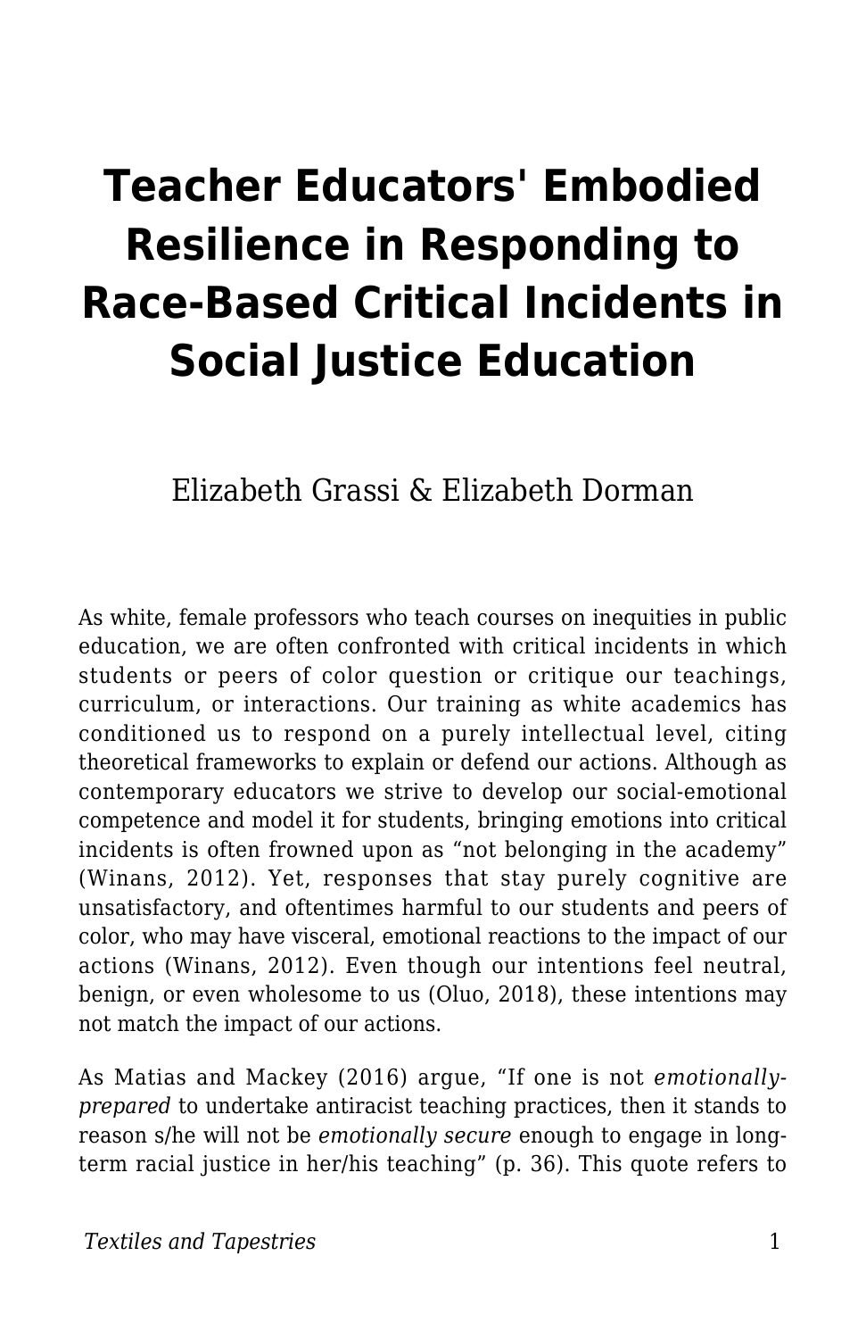# Teacher Educators' Embodied Resilience in Responding to Race-Based Critical Incidents in Social Justice Education

Elizabeth Grassi & Elizabeth Dorman

As white, female professors who teach courses on inequities in public education, we are often confronted with critical incidents in which students or peers of color question or critique our teachings, curriculum, or interactions. Our training as white academics has conditioned us to respond on a purely intellectual level, citing theoretical frameworks to explain or defend our actions. Although as contemporary educators we strive to develop our social-emotional competence and model it for students, bringing emotions into critical incidents is often frowned upon as "not belonging in the academy" (Winans, 2012). Yet, responses that stay purely cognitive are unsatisfactory, and oftentimes harmful to our students and peers of color, who may have visceral, emotional reactions to the impact of our actions (Winans, 2012). Even though our intentions feel neutral, benign, or even wholesome to us (Oluo, 2018), these intentions may not match the impact of our actions.

As Matias and Mackey (2016) argue, "If one is not *emotionally-prepared* to undertake antiracist teaching practices, then it stands to reason s/he will not be *emotionally secure* enough to engage in long-term racial justice in her/his teaching" (p. 36). This quote refers to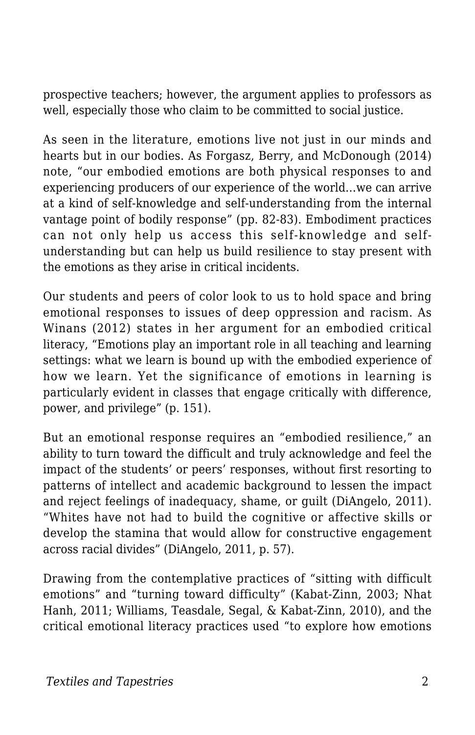prospective teachers; however, the argument applies to professors as well, especially those who claim to be committed to social justice.

As seen in the literature, emotions live not just in our minds and hearts but in our bodies. As Forgasz, Berry, and McDonough (2014) note, "our embodied emotions are both physical responses to and experiencing producers of our experience of the world…we can arrive at a kind of self-knowledge and self-understanding from the internal vantage point of bodily response" (pp. 82-83). Embodiment practices can not only help us access this self-knowledge and self-understanding but can help us build resilience to stay present with the emotions as they arise in critical incidents.

Our students and peers of color look to us to hold space and bring emotional responses to issues of deep oppression and racism. As Winans (2012) states in her argument for an embodied critical literacy, "Emotions play an important role in all teaching and learning settings: what we learn is bound up with the embodied experience of how we learn. Yet the significance of emotions in learning is particularly evident in classes that engage critically with difference, power, and privilege" (p. 151).

But an emotional response requires an "embodied resilience," an ability to turn toward the difficult and truly acknowledge and feel the impact of the students' or peers' responses, without first resorting to patterns of intellect and academic background to lessen the impact and reject feelings of inadequacy, shame, or guilt (DiAngelo, 2011). "Whites have not had to build the cognitive or affective skills or develop the stamina that would allow for constructive engagement across racial divides" (DiAngelo, 2011, p. 57).

Drawing from the contemplative practices of "sitting with difficult emotions" and "turning toward difficulty" (Kabat-Zinn, 2003; Nhat Hanh, 2011; Williams, Teasdale, Segal, & Kabat-Zinn, 2010), and the critical emotional literacy practices used "to explore how emotions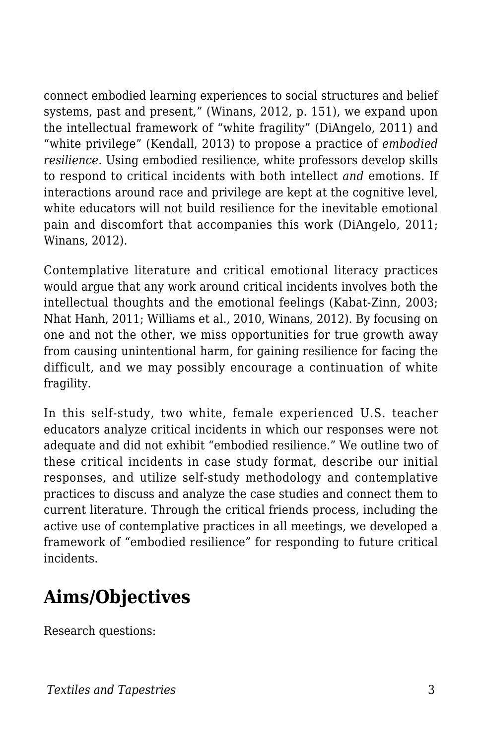connect embodied learning experiences to social structures and belief systems, past and present," (Winans, 2012, p. 151), we expand upon the intellectual framework of "white fragility" (DiAngelo, 2011) and "white privilege" (Kendall, 2013) to propose a practice of *embodied resilience.* Using embodied resilience, white professors develop skills to respond to critical incidents with both intellect *and* emotions. If interactions around race and privilege are kept at the cognitive level, white educators will not build resilience for the inevitable emotional pain and discomfort that accompanies this work (DiAngelo, 2011; Winans, 2012).

Contemplative literature and critical emotional literacy practices would argue that any work around critical incidents involves both the intellectual thoughts and the emotional feelings (Kabat-Zinn, 2003; Nhat Hanh, 2011; Williams et al., 2010, Winans, 2012). By focusing on one and not the other, we miss opportunities for true growth away from causing unintentional harm, for gaining resilience for facing the difficult, and we may possibly encourage a continuation of white fragility.

In this self-study, two white, female experienced U.S. teacher educators analyze critical incidents in which our responses were not adequate and did not exhibit "embodied resilience." We outline two of these critical incidents in case study format, describe our initial responses, and utilize self-study methodology and contemplative practices to discuss and analyze the case studies and connect them to current literature. Through the critical friends process, including the active use of contemplative practices in all meetings, we developed a framework of "embodied resilience" for responding to future critical incidents.

## Aims/Objectives

Research questions: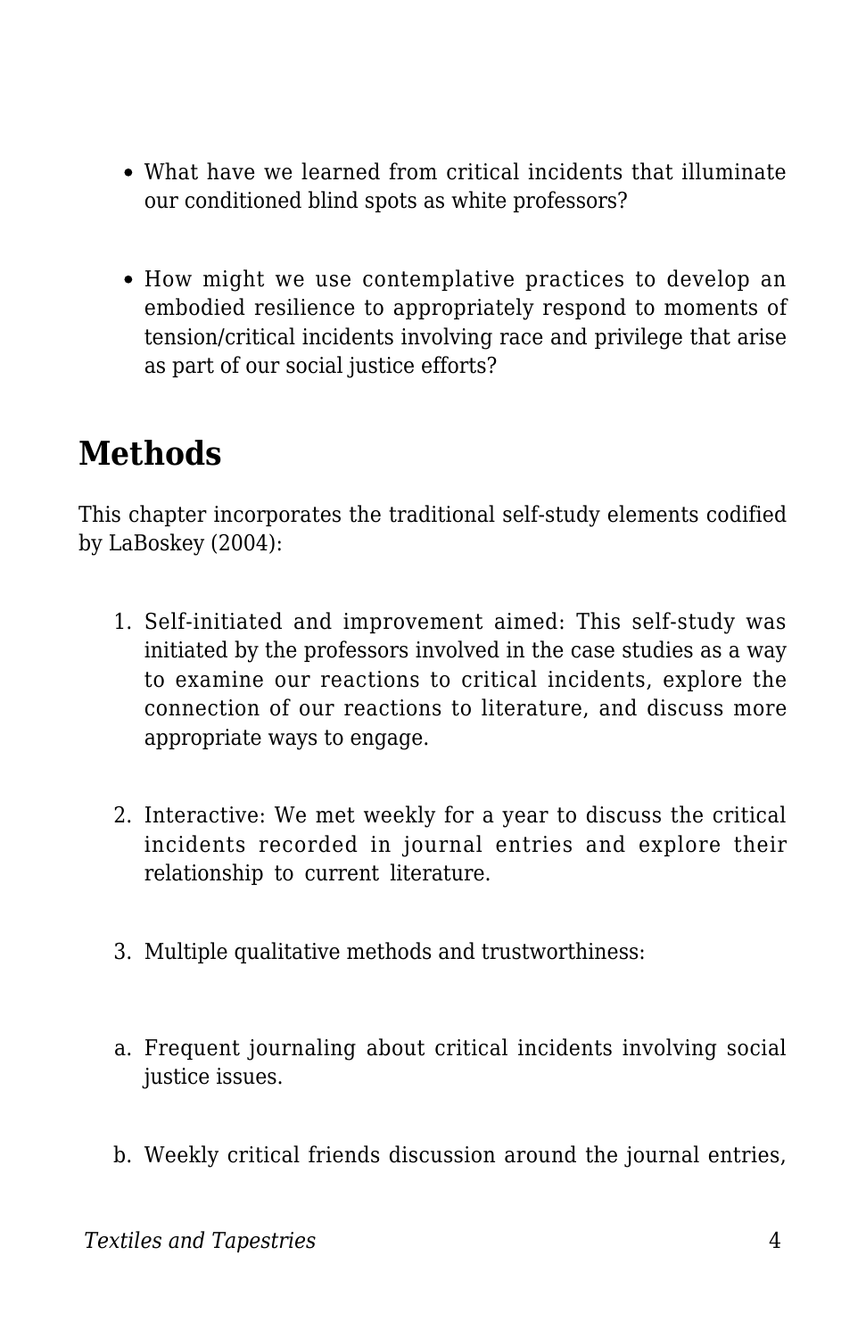- What have we learned from critical incidents that illuminate our conditioned blind spots as white professors?
- How might we use contemplative practices to develop an embodied resilience to appropriately respond to moments of tension/critical incidents involving race and privilege that arise as part of our social justice efforts?

## Methods

This chapter incorporates the traditional self-study elements codified by LaBoskey (2004):

1. Self-initiated and improvement aimed: This self-study was initiated by the professors involved in the case studies as a way to examine our reactions to critical incidents, explore the connection of our reactions to literature, and discuss more appropriate ways to engage.
2. Interactive: We met weekly for a year to discuss the critical incidents recorded in journal entries and explore their relationship to current literature.
3. Multiple qualitative methods and trustworthiness:

a. Frequent journaling about critical incidents involving social justice issues.

b. Weekly critical friends discussion around the journal entries,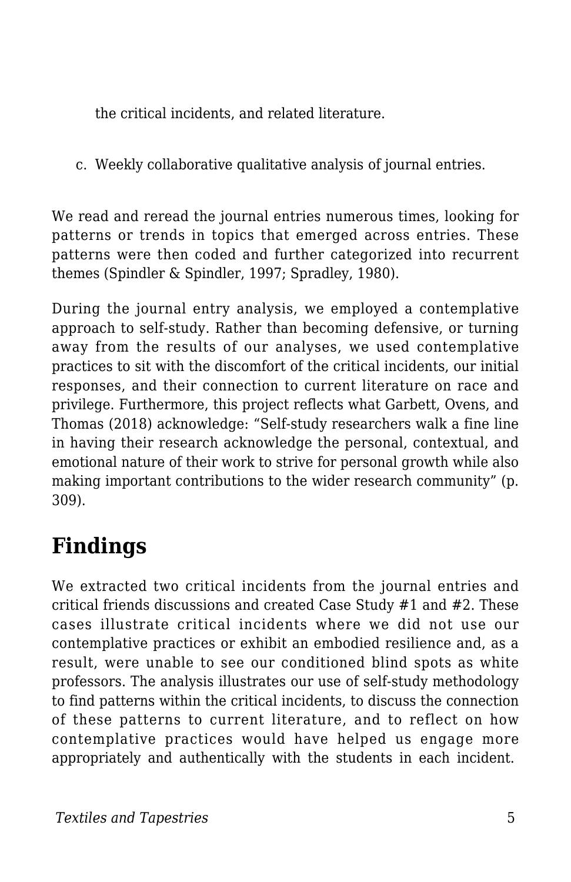the critical incidents, and related literature.

c. Weekly collaborative qualitative analysis of journal entries.

We read and reread the journal entries numerous times, looking for patterns or trends in topics that emerged across entries. These patterns were then coded and further categorized into recurrent themes (Spindler & Spindler, 1997; Spradley, 1980).

During the journal entry analysis, we employed a contemplative approach to self-study. Rather than becoming defensive, or turning away from the results of our analyses, we used contemplative practices to sit with the discomfort of the critical incidents, our initial responses, and their connection to current literature on race and privilege. Furthermore, this project reflects what Garbett, Ovens, and Thomas (2018) acknowledge: "Self-study researchers walk a fine line in having their research acknowledge the personal, contextual, and emotional nature of their work to strive for personal growth while also making important contributions to the wider research community" (p. 309).

## Findings

We extracted two critical incidents from the journal entries and critical friends discussions and created Case Study #1 and #2. These cases illustrate critical incidents where we did not use our contemplative practices or exhibit an embodied resilience and, as a result, were unable to see our conditioned blind spots as white professors. The analysis illustrates our use of self-study methodology to find patterns within the critical incidents, to discuss the connection of these patterns to current literature, and to reflect on how contemplative practices would have helped us engage more appropriately and authentically with the students in each incident.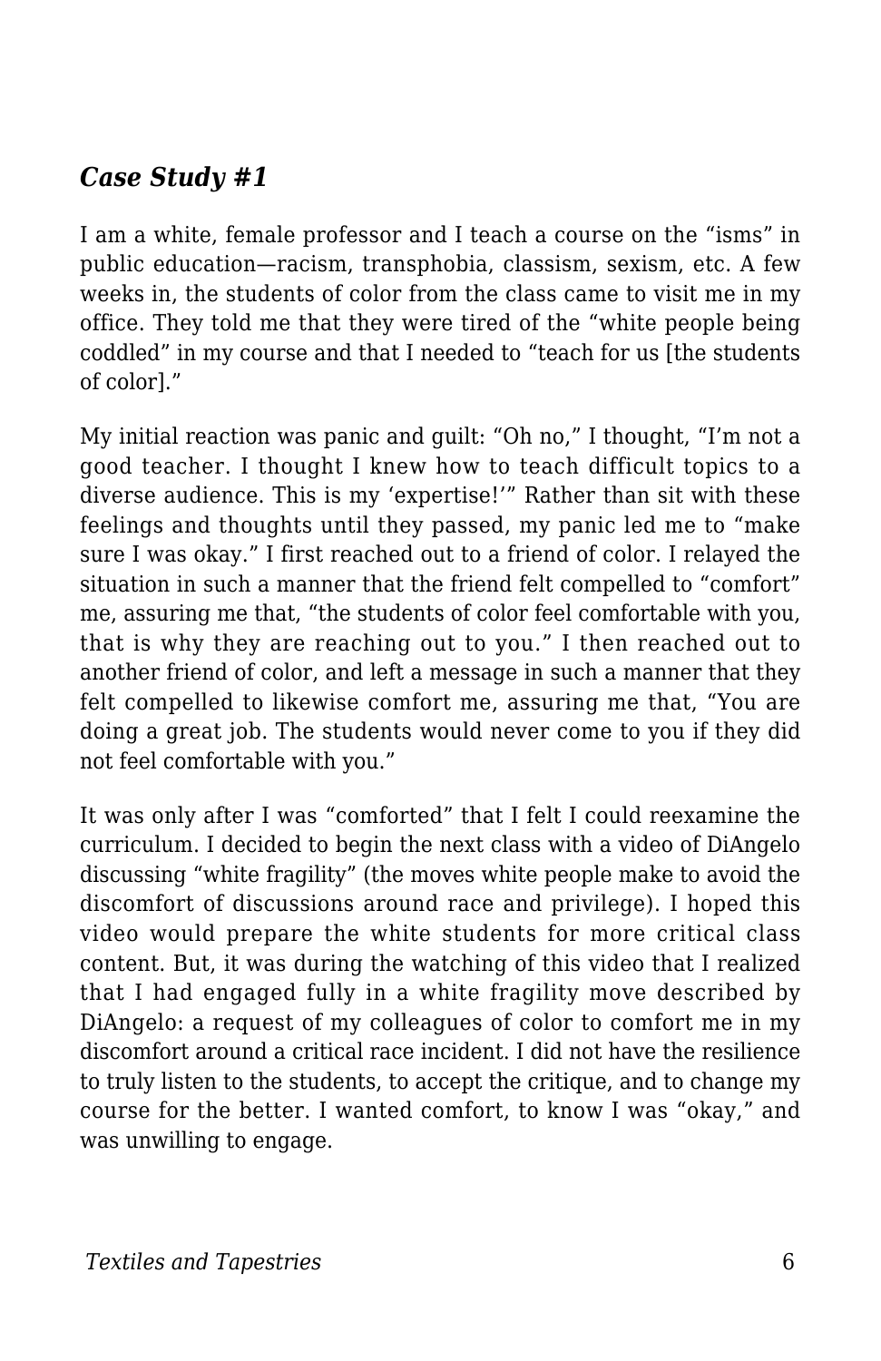### *Case Study #1*

I am a white, female professor and I teach a course on the “isms” in public education—racism, transphobia, classism, sexism, etc. A few weeks in, the students of color from the class came to visit me in my office. They told me that they were tired of the “white people being coddled” in my course and that I needed to “teach for us [the students of color].”

My initial reaction was panic and guilt: “Oh no,” I thought, “I’m not a good teacher. I thought I knew how to teach difficult topics to a diverse audience. This is my ‘expertise!’” Rather than sit with these feelings and thoughts until they passed, my panic led me to “make sure I was okay.” I first reached out to a friend of color. I relayed the situation in such a manner that the friend felt compelled to “comfort” me, assuring me that, “the students of color feel comfortable with you, that is why they are reaching out to you.” I then reached out to another friend of color, and left a message in such a manner that they felt compelled to likewise comfort me, assuring me that, “You are doing a great job. The students would never come to you if they did not feel comfortable with you.”

It was only after I was “comforted” that I felt I could reexamine the curriculum. I decided to begin the next class with a video of DiAngelo discussing “white fragility” (the moves white people make to avoid the discomfort of discussions around race and privilege). I hoped this video would prepare the white students for more critical class content. But, it was during the watching of this video that I realized that I had engaged fully in a white fragility move described by DiAngelo: a request of my colleagues of color to comfort me in my discomfort around a critical race incident. I did not have the resilience to truly listen to the students, to accept the critique, and to change my course for the better. I wanted comfort, to know I was “okay,” and was unwilling to engage.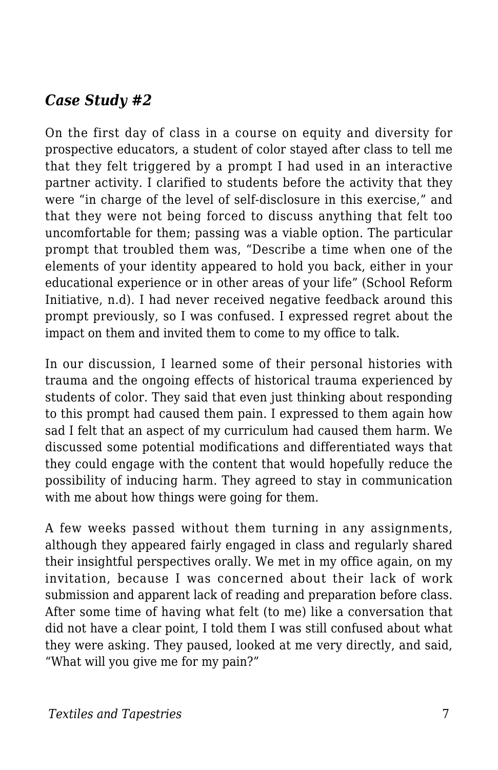### *Case Study #2*

On the first day of class in a course on equity and diversity for prospective educators, a student of color stayed after class to tell me that they felt triggered by a prompt I had used in an interactive partner activity. I clarified to students before the activity that they were "in charge of the level of self-disclosure in this exercise," and that they were not being forced to discuss anything that felt too uncomfortable for them; passing was a viable option. The particular prompt that troubled them was, "Describe a time when one of the elements of your identity appeared to hold you back, either in your educational experience or in other areas of your life" (School Reform Initiative, n.d). I had never received negative feedback around this prompt previously, so I was confused. I expressed regret about the impact on them and invited them to come to my office to talk.

In our discussion, I learned some of their personal histories with trauma and the ongoing effects of historical trauma experienced by students of color. They said that even just thinking about responding to this prompt had caused them pain. I expressed to them again how sad I felt that an aspect of my curriculum had caused them harm. We discussed some potential modifications and differentiated ways that they could engage with the content that would hopefully reduce the possibility of inducing harm. They agreed to stay in communication with me about how things were going for them.

A few weeks passed without them turning in any assignments, although they appeared fairly engaged in class and regularly shared their insightful perspectives orally. We met in my office again, on my invitation, because I was concerned about their lack of work submission and apparent lack of reading and preparation before class. After some time of having what felt (to me) like a conversation that did not have a clear point, I told them I was still confused about what they were asking. They paused, looked at me very directly, and said, "What will you give me for my pain?"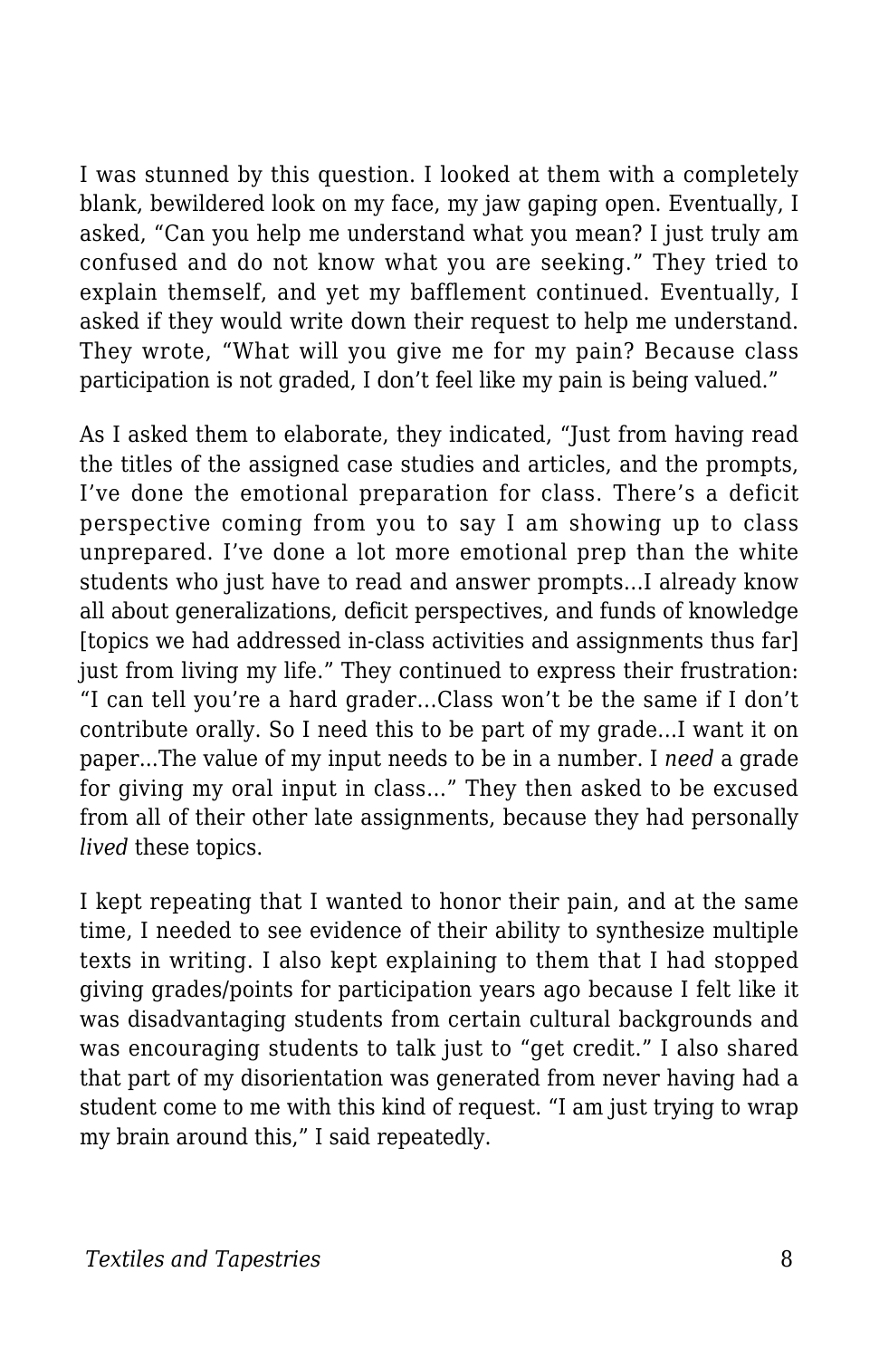I was stunned by this question. I looked at them with a completely blank, bewildered look on my face, my jaw gaping open. Eventually, I asked, "Can you help me understand what you mean? I just truly am confused and do not know what you are seeking." They tried to explain themself, and yet my bafflement continued. Eventually, I asked if they would write down their request to help me understand. They wrote, "What will you give me for my pain? Because class participation is not graded, I don't feel like my pain is being valued."

As I asked them to elaborate, they indicated, "Just from having read the titles of the assigned case studies and articles, and the prompts, I've done the emotional preparation for class. There's a deficit perspective coming from you to say I am showing up to class unprepared. I've done a lot more emotional prep than the white students who just have to read and answer prompts...I already know all about generalizations, deficit perspectives, and funds of knowledge [topics we had addressed in-class activities and assignments thus far] just from living my life." They continued to express their frustration: "I can tell you're a hard grader…Class won't be the same if I don't contribute orally. So I need this to be part of my grade...I want it on paper...The value of my input needs to be in a number. I *need* a grade for giving my oral input in class…" They then asked to be excused from all of their other late assignments, because they had personally *lived* these topics.

I kept repeating that I wanted to honor their pain, and at the same time, I needed to see evidence of their ability to synthesize multiple texts in writing. I also kept explaining to them that I had stopped giving grades/points for participation years ago because I felt like it was disadvantaging students from certain cultural backgrounds and was encouraging students to talk just to "get credit." I also shared that part of my disorientation was generated from never having had a student come to me with this kind of request. "I am just trying to wrap my brain around this," I said repeatedly.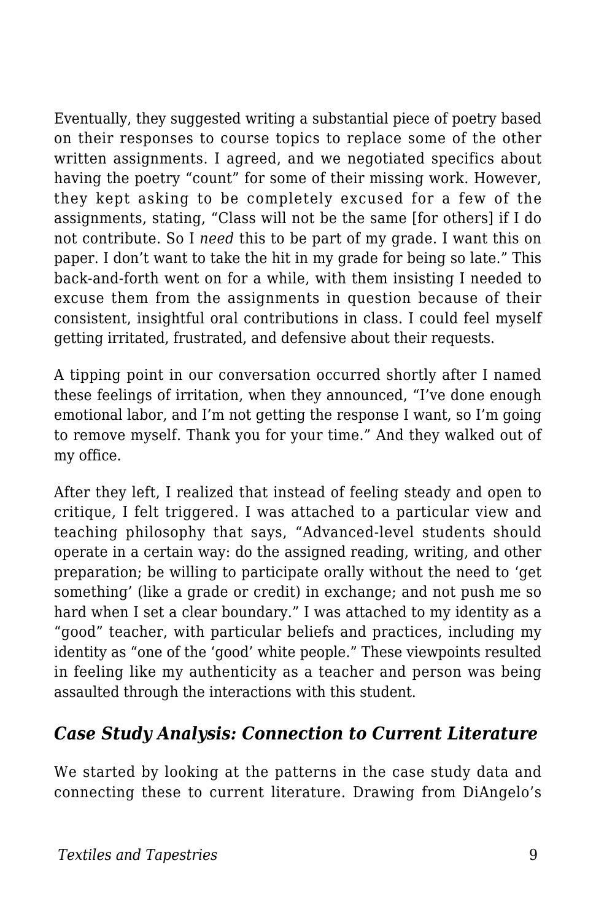Eventually, they suggested writing a substantial piece of poetry based on their responses to course topics to replace some of the other written assignments. I agreed, and we negotiated specifics about having the poetry "count" for some of their missing work. However, they kept asking to be completely excused for a few of the assignments, stating, "Class will not be the same [for others] if I do not contribute. So I *need* this to be part of my grade. I want this on paper. I don't want to take the hit in my grade for being so late." This back-and-forth went on for a while, with them insisting I needed to excuse them from the assignments in question because of their consistent, insightful oral contributions in class. I could feel myself getting irritated, frustrated, and defensive about their requests.

A tipping point in our conversation occurred shortly after I named these feelings of irritation, when they announced, "I've done enough emotional labor, and I'm not getting the response I want, so I'm going to remove myself. Thank you for your time." And they walked out of my office.

After they left, I realized that instead of feeling steady and open to critique, I felt triggered. I was attached to a particular view and teaching philosophy that says, "Advanced-level students should operate in a certain way: do the assigned reading, writing, and other preparation; be willing to participate orally without the need to 'get something' (like a grade or credit) in exchange; and not push me so hard when I set a clear boundary." I was attached to my identity as a "good" teacher, with particular beliefs and practices, including my identity as "one of the 'good' white people." These viewpoints resulted in feeling like my authenticity as a teacher and person was being assaulted through the interactions with this student.

### *Case Study Analysis: Connection to Current Literature*

We started by looking at the patterns in the case study data and connecting these to current literature. Drawing from DiAngelo's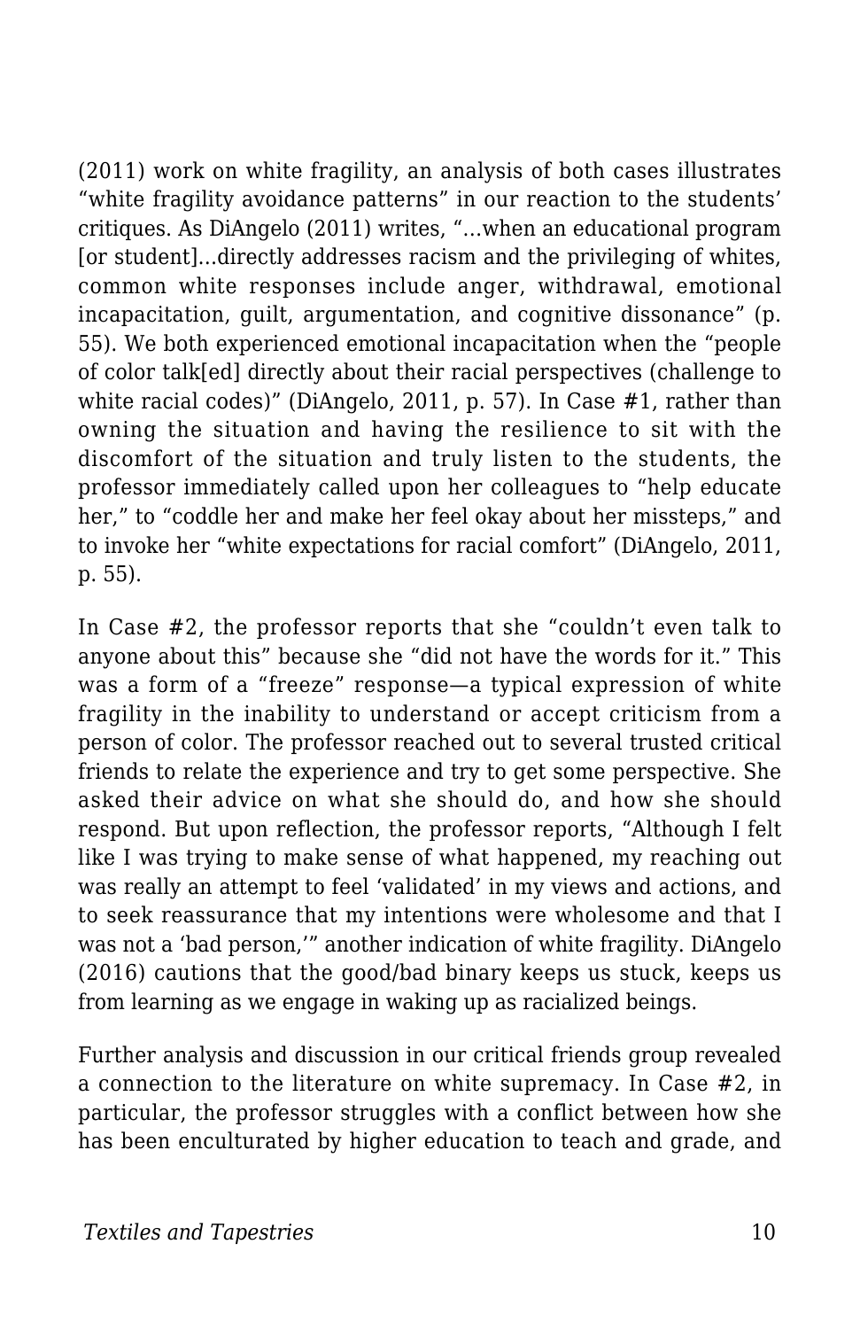(2011) work on white fragility, an analysis of both cases illustrates "white fragility avoidance patterns" in our reaction to the students' critiques. As DiAngelo (2011) writes, "...when an educational program [or student]...directly addresses racism and the privileging of whites, common white responses include anger, withdrawal, emotional incapacitation, guilt, argumentation, and cognitive dissonance" (p. 55). We both experienced emotional incapacitation when the "people of color talk[ed] directly about their racial perspectives (challenge to white racial codes)" (DiAngelo, 2011, p. 57). In Case #1, rather than owning the situation and having the resilience to sit with the discomfort of the situation and truly listen to the students, the professor immediately called upon her colleagues to "help educate her," to "coddle her and make her feel okay about her missteps," and to invoke her "white expectations for racial comfort" (DiAngelo, 2011, p. 55).

In Case #2, the professor reports that she "couldn't even talk to anyone about this" because she "did not have the words for it." This was a form of a "freeze" response—a typical expression of white fragility in the inability to understand or accept criticism from a person of color. The professor reached out to several trusted critical friends to relate the experience and try to get some perspective. She asked their advice on what she should do, and how she should respond. But upon reflection, the professor reports, "Although I felt like I was trying to make sense of what happened, my reaching out was really an attempt to feel 'validated' in my views and actions, and to seek reassurance that my intentions were wholesome and that I was not a 'bad person,'" another indication of white fragility. DiAngelo (2016) cautions that the good/bad binary keeps us stuck, keeps us from learning as we engage in waking up as racialized beings.

Further analysis and discussion in our critical friends group revealed a connection to the literature on white supremacy. In Case #2, in particular, the professor struggles with a conflict between how she has been enculturated by higher education to teach and grade, and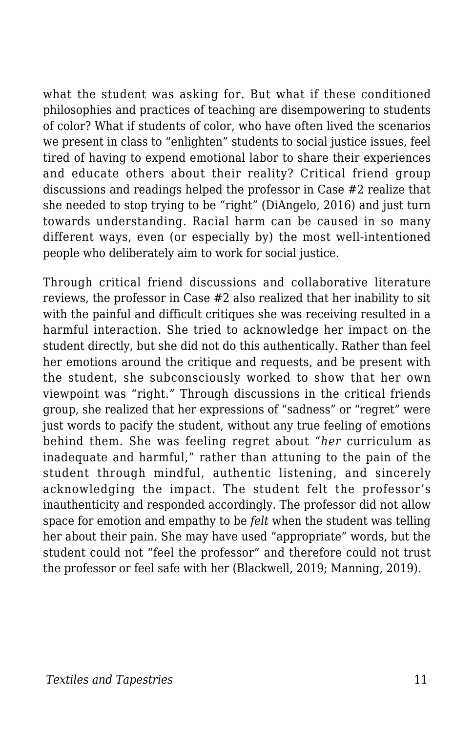what the student was asking for. But what if these conditioned philosophies and practices of teaching are disempowering to students of color? What if students of color, who have often lived the scenarios we present in class to "enlighten" students to social justice issues, feel tired of having to expend emotional labor to share their experiences and educate others about their reality? Critical friend group discussions and readings helped the professor in Case #2 realize that she needed to stop trying to be "right" (DiAngelo, 2016) and just turn towards understanding. Racial harm can be caused in so many different ways, even (or especially by) the most well-intentioned people who deliberately aim to work for social justice.

Through critical friend discussions and collaborative literature reviews, the professor in Case #2 also realized that her inability to sit with the painful and difficult critiques she was receiving resulted in a harmful interaction. She tried to acknowledge her impact on the student directly, but she did not do this authentically. Rather than feel her emotions around the critique and requests, and be present with the student, she subconsciously worked to show that her own viewpoint was "right." Through discussions in the critical friends group, she realized that her expressions of "sadness" or "regret" were just words to pacify the student, without any true feeling of emotions behind them. She was feeling regret about "*her* curriculum as inadequate and harmful," rather than attuning to the pain of the student through mindful, authentic listening, and sincerely acknowledging the impact. The student felt the professor's inauthenticity and responded accordingly. The professor did not allow space for emotion and empathy to be *felt* when the student was telling her about their pain. She may have used "appropriate" words, but the student could not "feel the professor" and therefore could not trust the professor or feel safe with her (Blackwell, 2019; Manning, 2019).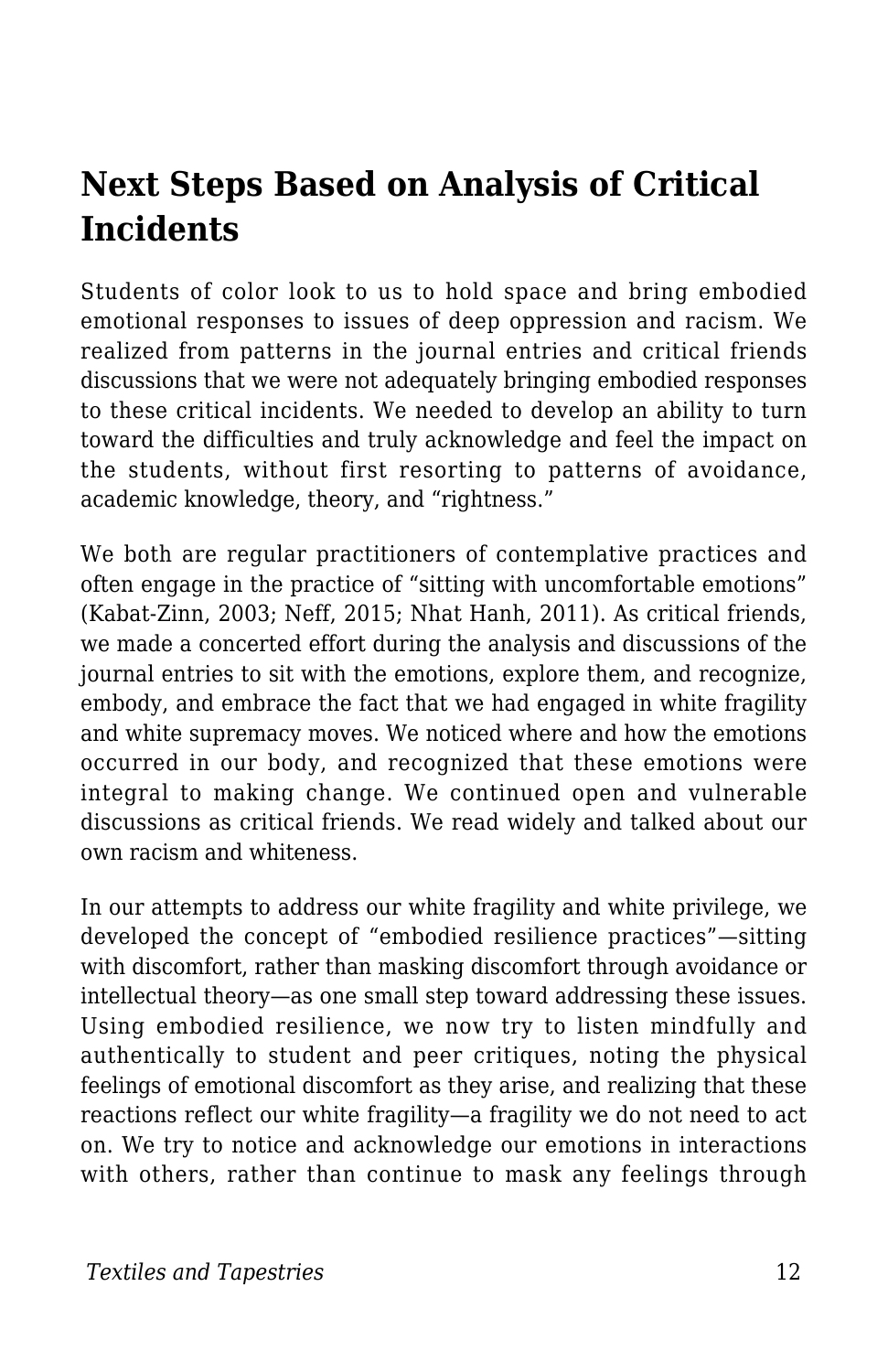## Next Steps Based on Analysis of Critical Incidents

Students of color look to us to hold space and bring embodied emotional responses to issues of deep oppression and racism. We realized from patterns in the journal entries and critical friends discussions that we were not adequately bringing embodied responses to these critical incidents. We needed to develop an ability to turn toward the difficulties and truly acknowledge and feel the impact on the students, without first resorting to patterns of avoidance, academic knowledge, theory, and "rightness."

We both are regular practitioners of contemplative practices and often engage in the practice of "sitting with uncomfortable emotions" (Kabat-Zinn, 2003; Neff, 2015; Nhat Hanh, 2011). As critical friends, we made a concerted effort during the analysis and discussions of the journal entries to sit with the emotions, explore them, and recognize, embody, and embrace the fact that we had engaged in white fragility and white supremacy moves. We noticed where and how the emotions occurred in our body, and recognized that these emotions were integral to making change. We continued open and vulnerable discussions as critical friends. We read widely and talked about our own racism and whiteness.

In our attempts to address our white fragility and white privilege, we developed the concept of "embodied resilience practices"—sitting with discomfort, rather than masking discomfort through avoidance or intellectual theory—as one small step toward addressing these issues. Using embodied resilience, we now try to listen mindfully and authentically to student and peer critiques, noting the physical feelings of emotional discomfort as they arise, and realizing that these reactions reflect our white fragility—a fragility we do not need to act on. We try to notice and acknowledge our emotions in interactions with others, rather than continue to mask any feelings through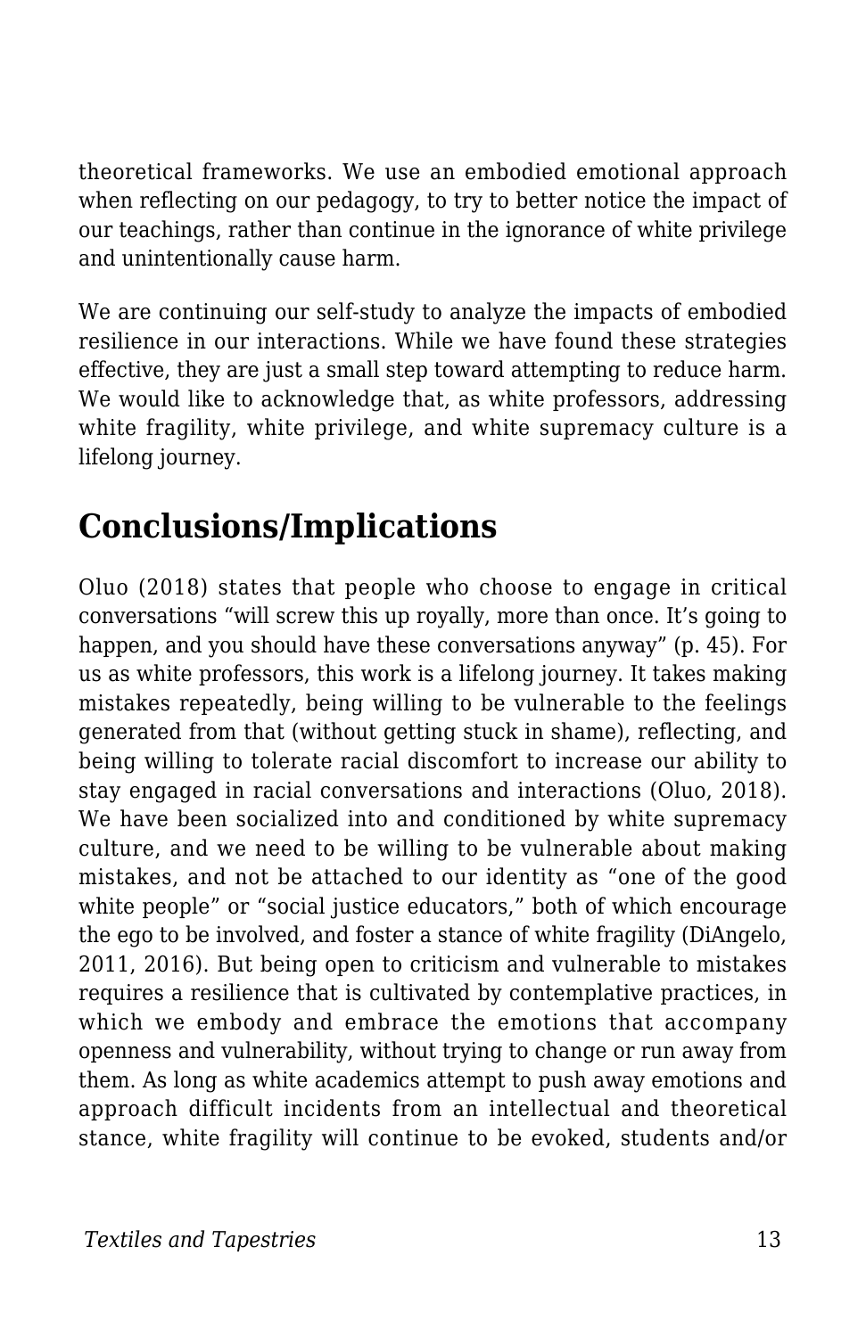theoretical frameworks. We use an embodied emotional approach when reflecting on our pedagogy, to try to better notice the impact of our teachings, rather than continue in the ignorance of white privilege and unintentionally cause harm.

We are continuing our self-study to analyze the impacts of embodied resilience in our interactions. While we have found these strategies effective, they are just a small step toward attempting to reduce harm. We would like to acknowledge that, as white professors, addressing white fragility, white privilege, and white supremacy culture is a lifelong journey.

## Conclusions/Implications

Oluo (2018) states that people who choose to engage in critical conversations "will screw this up royally, more than once. It's going to happen, and you should have these conversations anyway" (p. 45). For us as white professors, this work is a lifelong journey. It takes making mistakes repeatedly, being willing to be vulnerable to the feelings generated from that (without getting stuck in shame), reflecting, and being willing to tolerate racial discomfort to increase our ability to stay engaged in racial conversations and interactions (Oluo, 2018). We have been socialized into and conditioned by white supremacy culture, and we need to be willing to be vulnerable about making mistakes, and not be attached to our identity as "one of the good white people" or "social justice educators," both of which encourage the ego to be involved, and foster a stance of white fragility (DiAngelo, 2011, 2016). But being open to criticism and vulnerable to mistakes requires a resilience that is cultivated by contemplative practices, in which we embody and embrace the emotions that accompany openness and vulnerability, without trying to change or run away from them. As long as white academics attempt to push away emotions and approach difficult incidents from an intellectual and theoretical stance, white fragility will continue to be evoked, students and/or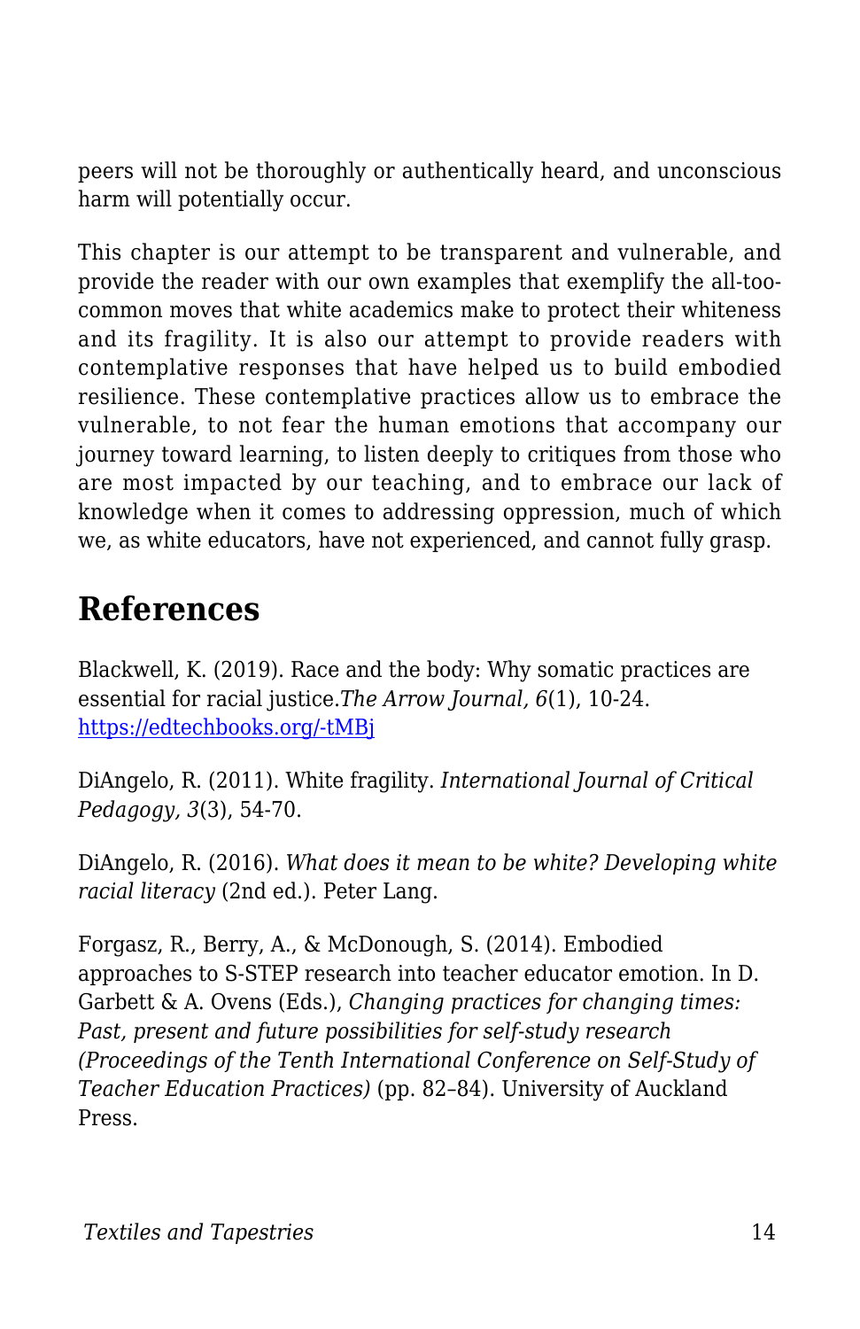peers will not be thoroughly or authentically heard, and unconscious harm will potentially occur.

This chapter is our attempt to be transparent and vulnerable, and provide the reader with our own examples that exemplify the all-too-common moves that white academics make to protect their whiteness and its fragility. It is also our attempt to provide readers with contemplative responses that have helped us to build embodied resilience. These contemplative practices allow us to embrace the vulnerable, to not fear the human emotions that accompany our journey toward learning, to listen deeply to critiques from those who are most impacted by our teaching, and to embrace our lack of knowledge when it comes to addressing oppression, much of which we, as white educators, have not experienced, and cannot fully grasp.

## References

Blackwell, K. (2019). Race and the body: Why somatic practices are essential for racial justice.*The Arrow Journal, 6*(1), 10-24. [https://edtechbooks.org/-tMBj](https://edtechbooks.org/-tMBj)

DiAngelo, R. (2011). White fragility. *International Journal of Critical Pedagogy, 3*(3), 54-70.

DiAngelo, R. (2016). *What does it mean to be white? Developing white racial literacy* (2nd ed.). Peter Lang.

Forgasz, R., Berry, A., & McDonough, S. (2014). Embodied approaches to S-STEP research into teacher educator emotion. In D. Garbett & A. Ovens (Eds.), *Changing practices for changing times: Past, present and future possibilities for self-study research (Proceedings of the Tenth International Conference on Self-Study of Teacher Education Practices)* (pp. 82–84). University of Auckland Press.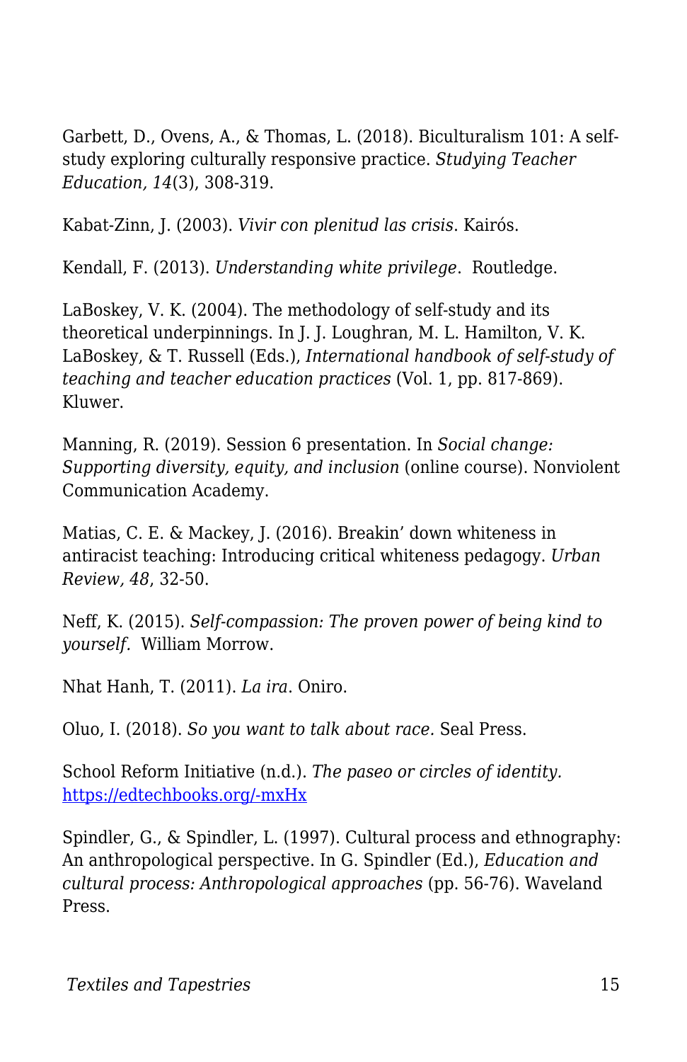Garbett, D., Ovens, A., & Thomas, L. (2018). Biculturalism 101: A self-study exploring culturally responsive practice. *Studying Teacher Education, 14*(3), 308-319.

Kabat-Zinn, J. (2003). *Vivir con plenitud las crisis*. Kairós.

Kendall, F. (2013). *Understanding white privilege*. Routledge.

LaBoskey, V. K. (2004). The methodology of self-study and its theoretical underpinnings. In J. J. Loughran, M. L. Hamilton, V. K. LaBoskey, & T. Russell (Eds.), *International handbook of self-study of teaching and teacher education practices* (Vol. 1, pp. 817-869). Kluwer.

Manning, R. (2019). Session 6 presentation. In *Social change: Supporting diversity, equity, and inclusion* (online course). Nonviolent Communication Academy.

Matias, C. E. & Mackey, J. (2016). Breakin' down whiteness in antiracist teaching: Introducing critical whiteness pedagogy. *Urban Review, 48*, 32-50.

Neff, K. (2015). *Self-compassion: The proven power of being kind to yourself.* William Morrow.

Nhat Hanh, T. (2011). *La ira*. Oniro.

Oluo, I. (2018). *So you want to talk about race.* Seal Press.

School Reform Initiative (n.d.). *The paseo or circles of identity.* [https://edtechbooks.org/-mxHx](https://edtechbooks.org/-mxHx)

Spindler, G., & Spindler, L. (1997). Cultural process and ethnography: An anthropological perspective. In G. Spindler (Ed.), *Education and cultural process: Anthropological approaches* (pp. 56-76). Waveland Press.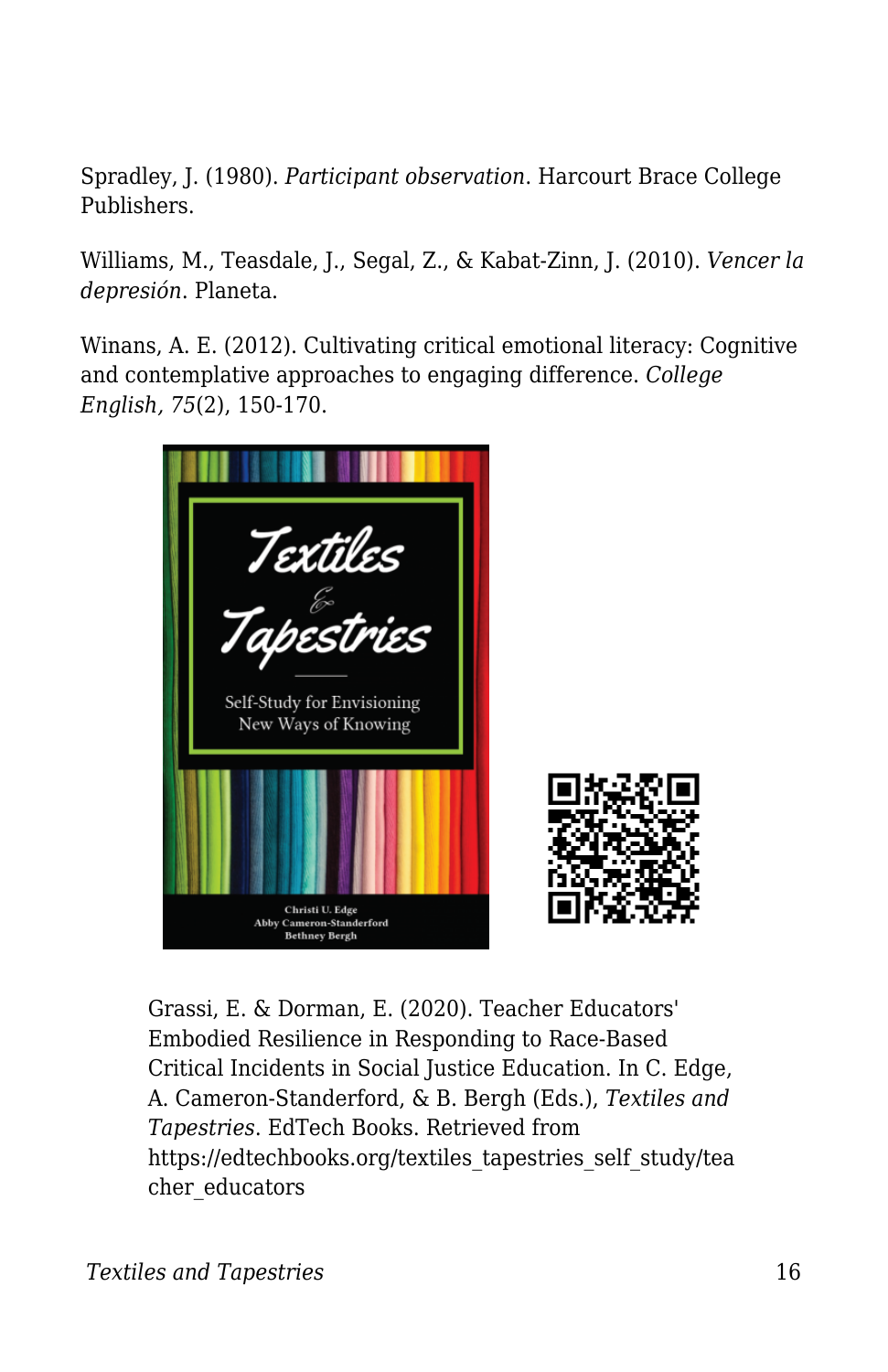Spradley, J. (1980). *Participant observation*. Harcourt Brace College Publishers.

Williams, M., Teasdale, J., Segal, Z., & Kabat-Zinn, J. (2010). *Vencer la depresión*. Planeta.

Winans, A. E. (2012). Cultivating critical emotional literacy: Cognitive and contemplative approaches to engaging difference. *College English, 75*(2), 150-170.

Grassi, E. & Dorman, E. (2020). Teacher Educators' Embodied Resilience in Responding to Race-Based Critical Incidents in Social Justice Education. In C. Edge, A. Cameron-Standerford, & B. Bergh (Eds.), *Textiles and Tapestries*. EdTech Books. Retrieved from https://edtechbooks.org/textiles_tapestries_self_study/teacher_educators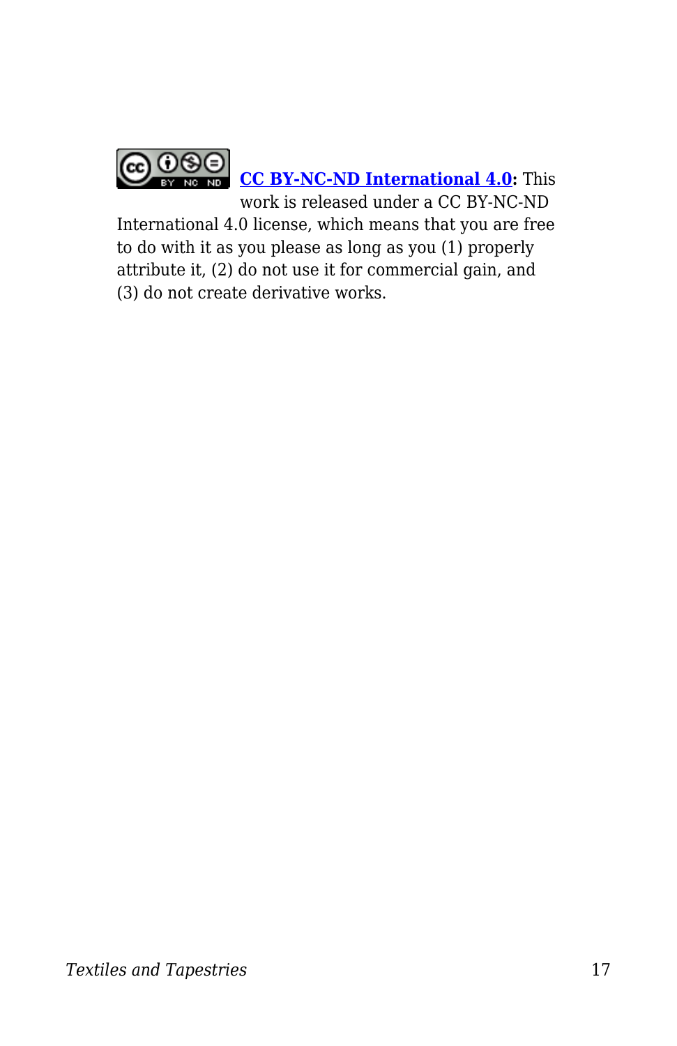**CC BY-NC-ND International 4.0**: This work is released under a CC BY-NC-ND International 4.0 license, which means that you are free to do with it as you please as long as you (1) properly attribute it, (2) do not use it for commercial gain, and (3) do not create derivative works.